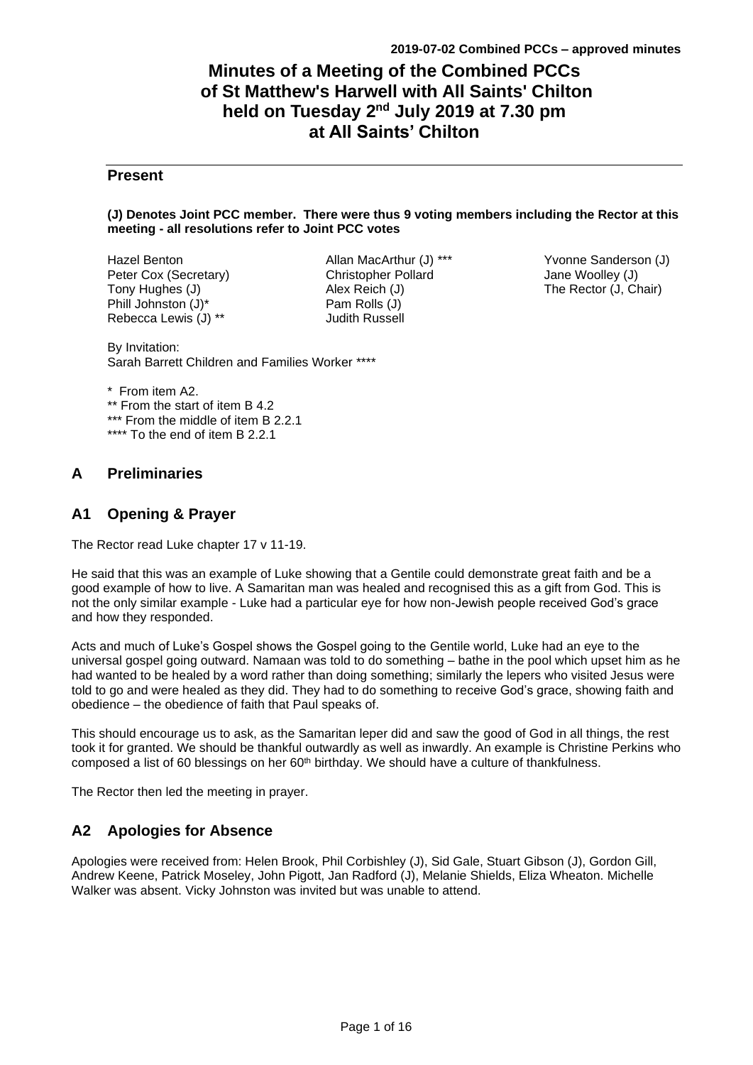# Minutes of a Meeting of the Combined PCCs of St Matthew's Harwell with All Saints' Chilton held on Tuesday 2nd July 2019 at 7.30 pm at All Saints' Chilton

## Present

**(J) Denotes Joint PCC member. There were thus 9 voting members including the Rector at this meeting - all resolutions refer to Joint PCC votes**

Hazel Benton
Peter Cox (Secretary)
Tony Hughes (J)
Phill Johnston (J)*
Rebecca Lewis (J) **
Allan MacArthur (J) ***
Christopher Pollard
Alex Reich (J)
Pam Rolls (J)
Judith Russell
Yvonne Sanderson (J)
Jane Woolley (J)
The Rector (J, Chair)

By Invitation:
Sarah Barrett Children and Families Worker ****

\* From item A2.
** From the start of item B 4.2
*** From the middle of item B 2.2.1
**** To the end of item B 2.2.1

## A Preliminaries

## A1 Opening & Prayer

The Rector read Luke chapter 17 v 11-19.

He said that this was an example of Luke showing that a Gentile could demonstrate great faith and be a good example of how to live. A Samaritan man was healed and recognised this as a gift from God. This is not the only similar example - Luke had a particular eye for how non-Jewish people received God's grace and how they responded.

Acts and much of Luke's Gospel shows the Gospel going to the Gentile world, Luke had an eye to the universal gospel going outward. Namaan was told to do something – bathe in the pool which upset him as he had wanted to be healed by a word rather than doing something; similarly the lepers who visited Jesus were told to go and were healed as they did. They had to do something to receive God's grace, showing faith and obedience – the obedience of faith that Paul speaks of.

This should encourage us to ask, as the Samaritan leper did and saw the good of God in all things, the rest took it for granted. We should be thankful outwardly as well as inwardly. An example is Christine Perkins who composed a list of 60 blessings on her 60th birthday. We should have a culture of thankfulness.

The Rector then led the meeting in prayer.

## A2 Apologies for Absence

Apologies were received from: Helen Brook, Phil Corbishley (J), Sid Gale, Stuart Gibson (J), Gordon Gill, Andrew Keene, Patrick Moseley, John Pigott, Jan Radford (J), Melanie Shields, Eliza Wheaton. Michelle Walker was absent. Vicky Johnston was invited but was unable to attend.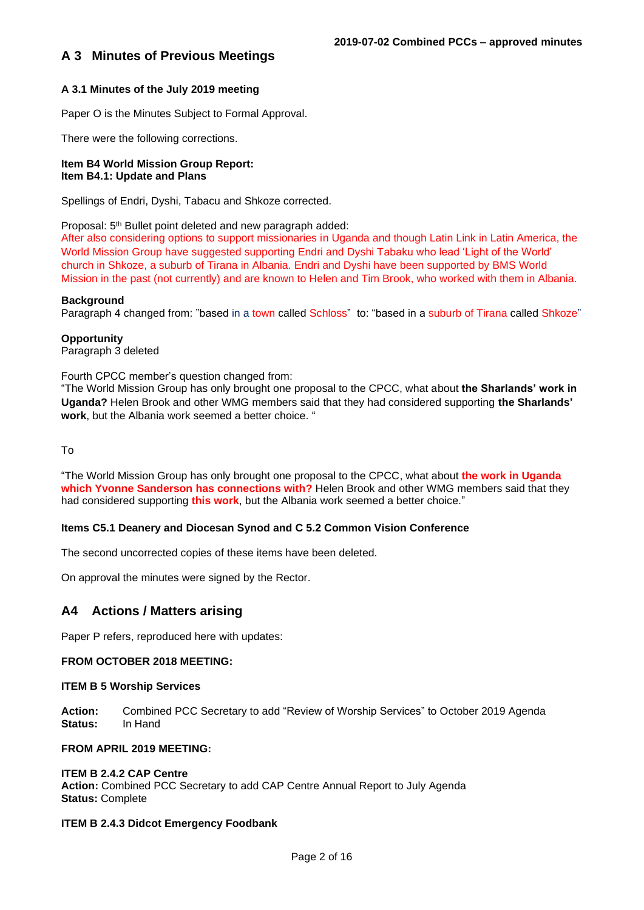## A 3 Minutes of Previous Meetings

### A 3.1 Minutes of the July 2019 meeting

Paper O is the Minutes Subject to Formal Approval.

There were the following corrections.

**Item B4 World Mission Group Report:**
**Item B4.1: Update and Plans**

Spellings of Endri, Dyshi, Tabacu and Shkoze corrected.

Proposal: 5th Bullet point deleted and new paragraph added:
After also considering options to support missionaries in Uganda and though Latin Link in Latin America, the World Mission Group have suggested supporting Endri and Dyshi Tabaku who lead 'Light of the World' church in Shkoze, a suburb of Tirana in Albania. Endri and Dyshi have been supported by BMS World Mission in the past (not currently) and are known to Helen and Tim Brook, who worked with them in Albania.

**Background**
Paragraph 4 changed from: "based in a town called Schloss" to: "based in a suburb of Tirana called Shkoze"

**Opportunity**
Paragraph 3 deleted

Fourth CPCC member's question changed from:
"The World Mission Group has only brought one proposal to the CPCC, what about **the Sharlands' work in Uganda?** Helen Brook and other WMG members said that they had considered supporting **the Sharlands' work**, but the Albania work seemed a better choice. "

To

"The World Mission Group has only brought one proposal to the CPCC, what about **the work in Uganda which Yvonne Sanderson has connections with?** Helen Brook and other WMG members said that they had considered supporting **this work**, but the Albania work seemed a better choice."

**Items C5.1 Deanery and Diocesan Synod and C 5.2 Common Vision Conference**

The second uncorrected copies of these items have been deleted.

On approval the minutes were signed by the Rector.

## A4 Actions / Matters arising

Paper P refers, reproduced here with updates:

**FROM OCTOBER 2018 MEETING:**

**ITEM B 5 Worship Services**

**Action:** Combined PCC Secretary to add "Review of Worship Services" to October 2019 Agenda
**Status:** In Hand

**FROM APRIL 2019 MEETING:**

**ITEM B 2.4.2 CAP Centre**
**Action:** Combined PCC Secretary to add CAP Centre Annual Report to July Agenda
**Status:** Complete

**ITEM B 2.4.3 Didcot Emergency Foodbank**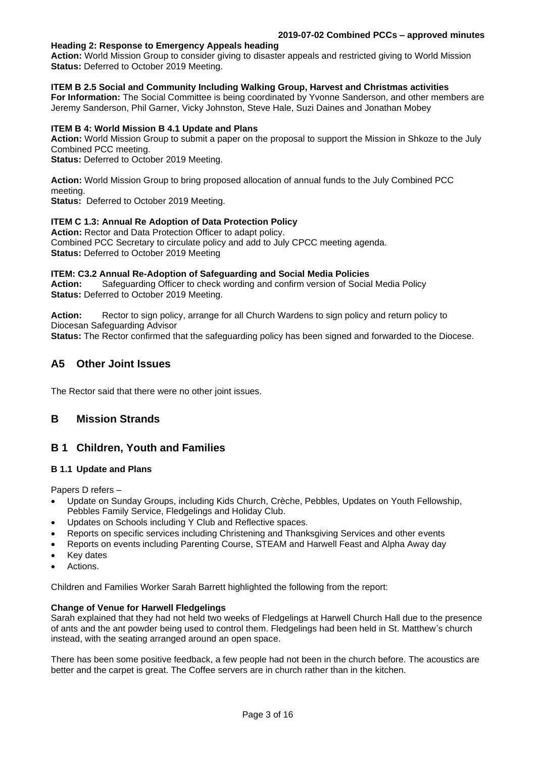**Heading 2: Response to Emergency Appeals heading**
**Action:** World Mission Group to consider giving to disaster appeals and restricted giving to World Mission
**Status:** Deferred to October 2019 Meeting.

**ITEM B 2.5 Social and Community Including Walking Group, Harvest and Christmas activities**
**For Information:** The Social Committee is being coordinated by Yvonne Sanderson, and other members are Jeremy Sanderson, Phil Garner, Vicky Johnston, Steve Hale, Suzi Daines and Jonathan Mobey

**ITEM B 4: World Mission B 4.1 Update and Plans**
**Action:** World Mission Group to submit a paper on the proposal to support the Mission in Shkoze to the July Combined PCC meeting.
**Status:** Deferred to October 2019 Meeting.

**Action:** World Mission Group to bring proposed allocation of annual funds to the July Combined PCC meeting.
**Status:** Deferred to October 2019 Meeting.

**ITEM C 1.3: Annual Re Adoption of Data Protection Policy**
**Action:** Rector and Data Protection Officer to adapt policy.
Combined PCC Secretary to circulate policy and add to July CPCC meeting agenda.
**Status:** Deferred to October 2019 Meeting

**ITEM: C3.2 Annual Re-Adoption of Safeguarding and Social Media Policies**
**Action:** Safeguarding Officer to check wording and confirm version of Social Media Policy
**Status:** Deferred to October 2019 Meeting.

**Action:** Rector to sign policy, arrange for all Church Wardens to sign policy and return policy to Diocesan Safeguarding Advisor
**Status:** The Rector confirmed that the safeguarding policy has been signed and forwarded to the Diocese.

## A5 Other Joint Issues

The Rector said that there were no other joint issues.

## B Mission Strands

## B 1 Children, Youth and Families

### B 1.1 Update and Plans

Papers D refers –

- Update on Sunday Groups, including Kids Church, Crèche, Pebbles, Updates on Youth Fellowship, Pebbles Family Service, Fledgelings and Holiday Club.
- Updates on Schools including Y Club and Reflective spaces.
- Reports on specific services including Christening and Thanksgiving Services and other events
- Reports on events including Parenting Course, STEAM and Harwell Feast and Alpha Away day
- Key dates
- Actions.

Children and Families Worker Sarah Barrett highlighted the following from the report:

**Change of Venue for Harwell Fledgelings**
Sarah explained that they had not held two weeks of Fledgelings at Harwell Church Hall due to the presence of ants and the ant powder being used to control them. Fledgelings had been held in St. Matthew's church instead, with the seating arranged around an open space.

There has been some positive feedback, a few people had not been in the church before. The acoustics are better and the carpet is great. The Coffee servers are in church rather than in the kitchen.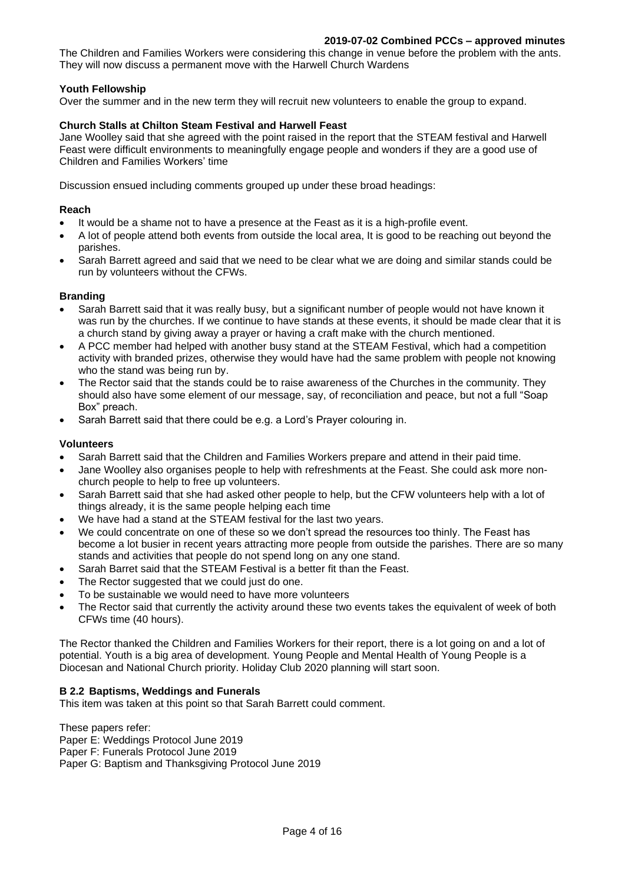The Children and Families Workers were considering this change in venue before the problem with the ants. They will now discuss a permanent move with the Harwell Church Wardens

**Youth Fellowship**

Over the summer and in the new term they will recruit new volunteers to enable the group to expand.

**Church Stalls at Chilton Steam Festival and Harwell Feast**

Jane Woolley said that she agreed with the point raised in the report that the STEAM festival and Harwell Feast were difficult environments to meaningfully engage people and wonders if they are a good use of Children and Families Workers' time

Discussion ensued including comments grouped up under these broad headings:

**Reach**

- It would be a shame not to have a presence at the Feast as it is a high-profile event.
- A lot of people attend both events from outside the local area, It is good to be reaching out beyond the parishes.
- Sarah Barrett agreed and said that we need to be clear what we are doing and similar stands could be run by volunteers without the CFWs.

**Branding**

- Sarah Barrett said that it was really busy, but a significant number of people would not have known it was run by the churches. If we continue to have stands at these events, it should be made clear that it is a church stand by giving away a prayer or having a craft make with the church mentioned.
- A PCC member had helped with another busy stand at the STEAM Festival, which had a competition activity with branded prizes, otherwise they would have had the same problem with people not knowing who the stand was being run by.
- The Rector said that the stands could be to raise awareness of the Churches in the community. They should also have some element of our message, say, of reconciliation and peace, but not a full "Soap Box" preach.
- Sarah Barrett said that there could be e.g. a Lord's Prayer colouring in.

**Volunteers**

- Sarah Barrett said that the Children and Families Workers prepare and attend in their paid time.
- Jane Woolley also organises people to help with refreshments at the Feast. She could ask more non-church people to help to free up volunteers.
- Sarah Barrett said that she had asked other people to help, but the CFW volunteers help with a lot of things already, it is the same people helping each time
- We have had a stand at the STEAM festival for the last two years.
- We could concentrate on one of these so we don't spread the resources too thinly. The Feast has become a lot busier in recent years attracting more people from outside the parishes. There are so many stands and activities that people do not spend long on any one stand.
- Sarah Barret said that the STEAM Festival is a better fit than the Feast.
- The Rector suggested that we could just do one.
- To be sustainable we would need to have more volunteers
- The Rector said that currently the activity around these two events takes the equivalent of week of both CFWs time (40 hours).

The Rector thanked the Children and Families Workers for their report, there is a lot going on and a lot of potential. Youth is a big area of development. Young People and Mental Health of Young People is a Diocesan and National Church priority. Holiday Club 2020 planning will start soon.

**B 2.2 Baptisms, Weddings and Funerals**

This item was taken at this point so that Sarah Barrett could comment.

These papers refer:
Paper E: Weddings Protocol June 2019
Paper F: Funerals Protocol June 2019
Paper G: Baptism and Thanksgiving Protocol June 2019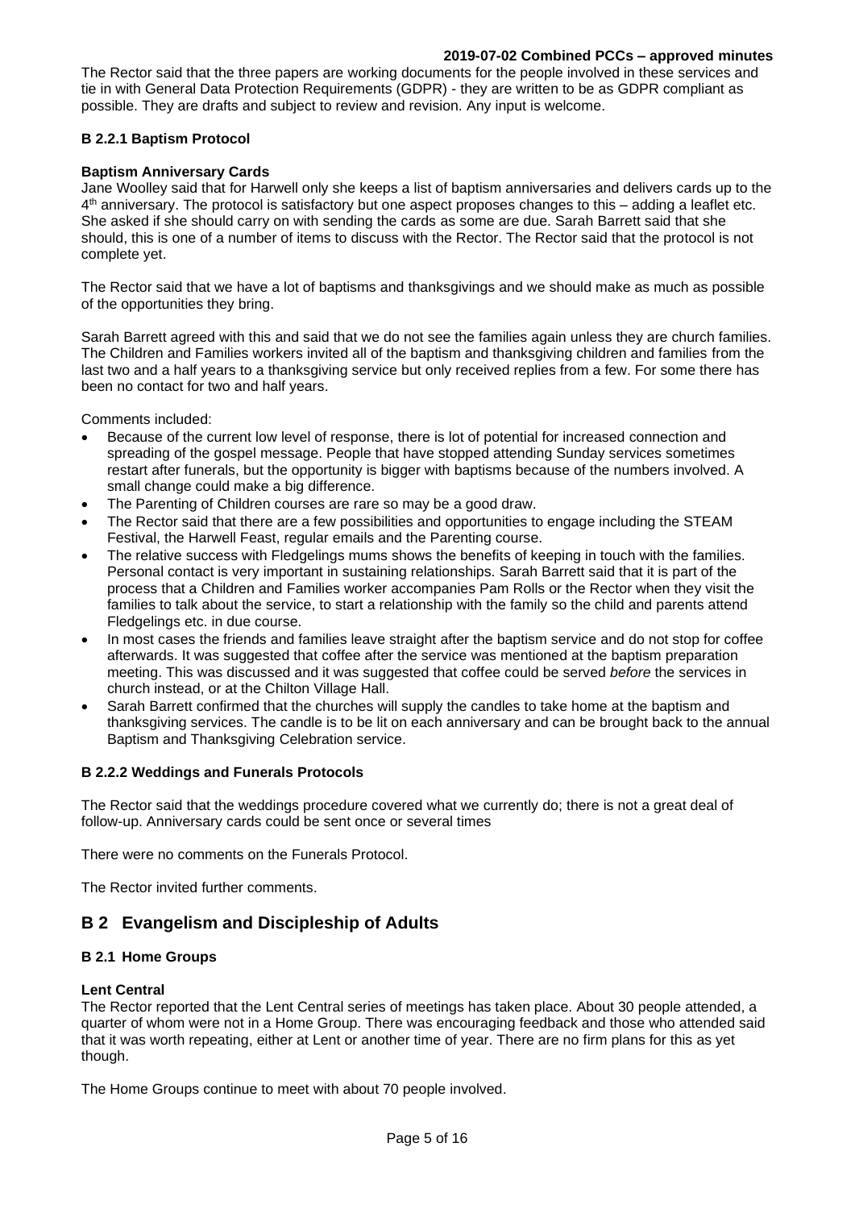The Rector said that the three papers are working documents for the people involved in these services and tie in with General Data Protection Requirements (GDPR) - they are written to be as GDPR compliant as possible. They are drafts and subject to review and revision. Any input is welcome.

#### B 2.2.1 Baptism Protocol

**Baptism Anniversary Cards**

Jane Woolley said that for Harwell only she keeps a list of baptism anniversaries and delivers cards up to the 4th anniversary. The protocol is satisfactory but one aspect proposes changes to this – adding a leaflet etc. She asked if she should carry on with sending the cards as some are due. Sarah Barrett said that she should, this is one of a number of items to discuss with the Rector. The Rector said that the protocol is not complete yet.

The Rector said that we have a lot of baptisms and thanksgivings and we should make as much as possible of the opportunities they bring.

Sarah Barrett agreed with this and said that we do not see the families again unless they are church families. The Children and Families workers invited all of the baptism and thanksgiving children and families from the last two and a half years to a thanksgiving service but only received replies from a few. For some there has been no contact for two and half years.

Comments included:

- Because of the current low level of response, there is lot of potential for increased connection and spreading of the gospel message. People that have stopped attending Sunday services sometimes restart after funerals, but the opportunity is bigger with baptisms because of the numbers involved. A small change could make a big difference.
- The Parenting of Children courses are rare so may be a good draw.
- The Rector said that there are a few possibilities and opportunities to engage including the STEAM Festival, the Harwell Feast, regular emails and the Parenting course.
- The relative success with Fledgelings mums shows the benefits of keeping in touch with the families. Personal contact is very important in sustaining relationships. Sarah Barrett said that it is part of the process that a Children and Families worker accompanies Pam Rolls or the Rector when they visit the families to talk about the service, to start a relationship with the family so the child and parents attend Fledgelings etc. in due course.
- In most cases the friends and families leave straight after the baptism service and do not stop for coffee afterwards. It was suggested that coffee after the service was mentioned at the baptism preparation meeting. This was discussed and it was suggested that coffee could be served *before* the services in church instead, or at the Chilton Village Hall.
- Sarah Barrett confirmed that the churches will supply the candles to take home at the baptism and thanksgiving services. The candle is to be lit on each anniversary and can be brought back to the annual Baptism and Thanksgiving Celebration service.

#### B 2.2.2 Weddings and Funerals Protocols

The Rector said that the weddings procedure covered what we currently do; there is not a great deal of follow-up. Anniversary cards could be sent once or several times

There were no comments on the Funerals Protocol.

The Rector invited further comments.

## B 2 Evangelism and Discipleship of Adults

#### B 2.1 Home Groups

**Lent Central**

The Rector reported that the Lent Central series of meetings has taken place. About 30 people attended, a quarter of whom were not in a Home Group. There was encouraging feedback and those who attended said that it was worth repeating, either at Lent or another time of year. There are no firm plans for this as yet though.

The Home Groups continue to meet with about 70 people involved.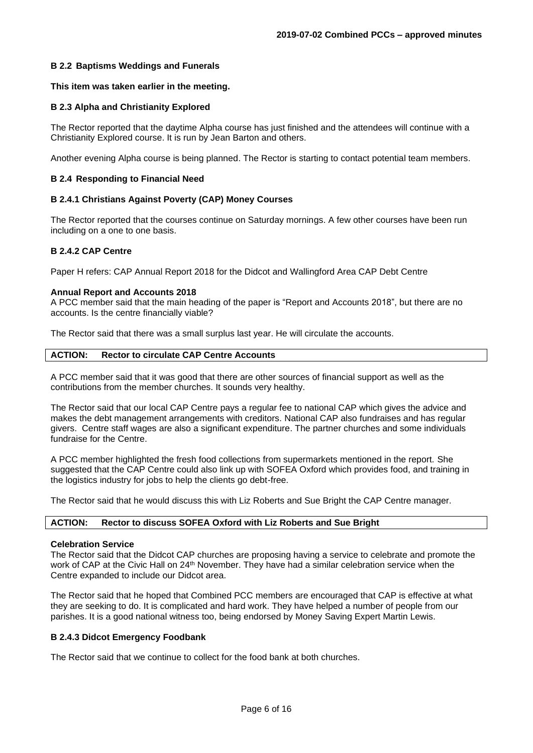### B 2.2 Baptisms Weddings and Funerals

**This item was taken earlier in the meeting.**

### B 2.3 Alpha and Christianity Explored

The Rector reported that the daytime Alpha course has just finished and the attendees will continue with a Christianity Explored course. It is run by Jean Barton and others.

Another evening Alpha course is being planned. The Rector is starting to contact potential team members.

### B 2.4 Responding to Financial Need

#### B 2.4.1 Christians Against Poverty (CAP) Money Courses

The Rector reported that the courses continue on Saturday mornings. A few other courses have been run including on a one to one basis.

#### B 2.4.2 CAP Centre

Paper H refers: CAP Annual Report 2018 for the Didcot and Wallingford Area CAP Debt Centre

**Annual Report and Accounts 2018**

A PCC member said that the main heading of the paper is "Report and Accounts 2018", but there are no accounts. Is the centre financially viable?

The Rector said that there was a small surplus last year. He will circulate the accounts.

| **ACTION:** | **Rector to circulate CAP Centre Accounts** |
|---|---|

A PCC member said that it was good that there are other sources of financial support as well as the contributions from the member churches. It sounds very healthy.

The Rector said that our local CAP Centre pays a regular fee to national CAP which gives the advice and makes the debt management arrangements with creditors. National CAP also fundraises and has regular givers. Centre staff wages are also a significant expenditure. The partner churches and some individuals fundraise for the Centre.

A PCC member highlighted the fresh food collections from supermarkets mentioned in the report. She suggested that the CAP Centre could also link up with SOFEA Oxford which provides food, and training in the logistics industry for jobs to help the clients go debt-free.

The Rector said that he would discuss this with Liz Roberts and Sue Bright the CAP Centre manager.

| **ACTION:** | **Rector to discuss SOFEA Oxford with Liz Roberts and Sue Bright** |
|---|---|

**Celebration Service**

The Rector said that the Didcot CAP churches are proposing having a service to celebrate and promote the work of CAP at the Civic Hall on 24th November. They have had a similar celebration service when the Centre expanded to include our Didcot area.

The Rector said that he hoped that Combined PCC members are encouraged that CAP is effective at what they are seeking to do. It is complicated and hard work. They have helped a number of people from our parishes. It is a good national witness too, being endorsed by Money Saving Expert Martin Lewis.

#### B 2.4.3 Didcot Emergency Foodbank

The Rector said that we continue to collect for the food bank at both churches.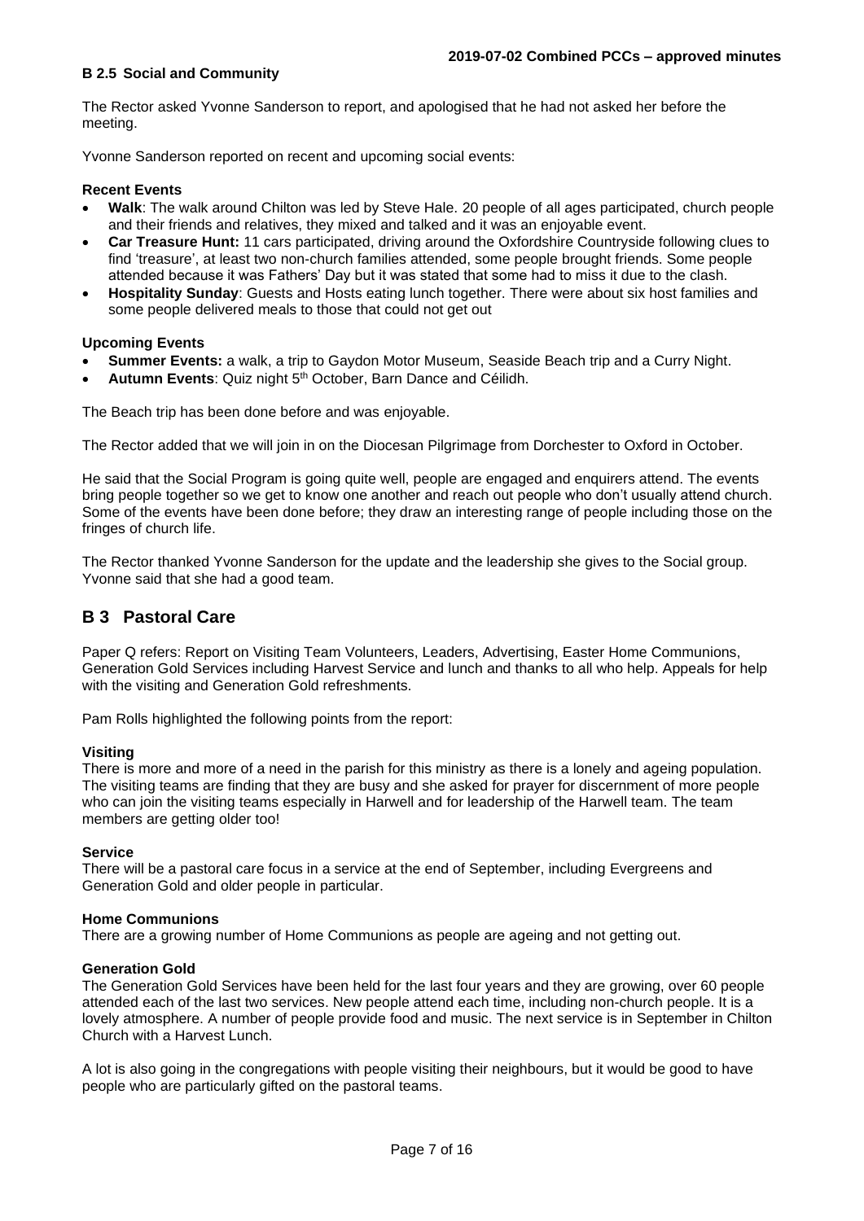### B 2.5 Social and Community

The Rector asked Yvonne Sanderson to report, and apologised that he had not asked her before the meeting.

Yvonne Sanderson reported on recent and upcoming social events:

**Recent Events**

- **Walk**: The walk around Chilton was led by Steve Hale. 20 people of all ages participated, church people and their friends and relatives, they mixed and talked and it was an enjoyable event.
- **Car Treasure Hunt:** 11 cars participated, driving around the Oxfordshire Countryside following clues to find 'treasure', at least two non-church families attended, some people brought friends. Some people attended because it was Fathers' Day but it was stated that some had to miss it due to the clash.
- **Hospitality Sunday**: Guests and Hosts eating lunch together. There were about six host families and some people delivered meals to those that could not get out

**Upcoming Events**

- **Summer Events:** a walk, a trip to Gaydon Motor Museum, Seaside Beach trip and a Curry Night.
- **Autumn Events**: Quiz night 5th October, Barn Dance and Céilidh.

The Beach trip has been done before and was enjoyable.

The Rector added that we will join in on the Diocesan Pilgrimage from Dorchester to Oxford in October.

He said that the Social Program is going quite well, people are engaged and enquirers attend. The events bring people together so we get to know one another and reach out people who don't usually attend church. Some of the events have been done before; they draw an interesting range of people including those on the fringes of church life.

The Rector thanked Yvonne Sanderson for the update and the leadership she gives to the Social group. Yvonne said that she had a good team.

## B 3 Pastoral Care

Paper Q refers: Report on Visiting Team Volunteers, Leaders, Advertising, Easter Home Communions, Generation Gold Services including Harvest Service and lunch and thanks to all who help. Appeals for help with the visiting and Generation Gold refreshments.

Pam Rolls highlighted the following points from the report:

**Visiting**

There is more and more of a need in the parish for this ministry as there is a lonely and ageing population. The visiting teams are finding that they are busy and she asked for prayer for discernment of more people who can join the visiting teams especially in Harwell and for leadership of the Harwell team. The team members are getting older too!

**Service**

There will be a pastoral care focus in a service at the end of September, including Evergreens and Generation Gold and older people in particular.

**Home Communions**

There are a growing number of Home Communions as people are ageing and not getting out.

**Generation Gold**

The Generation Gold Services have been held for the last four years and they are growing, over 60 people attended each of the last two services. New people attend each time, including non-church people. It is a lovely atmosphere. A number of people provide food and music. The next service is in September in Chilton Church with a Harvest Lunch.

A lot is also going in the congregations with people visiting their neighbours, but it would be good to have people who are particularly gifted on the pastoral teams.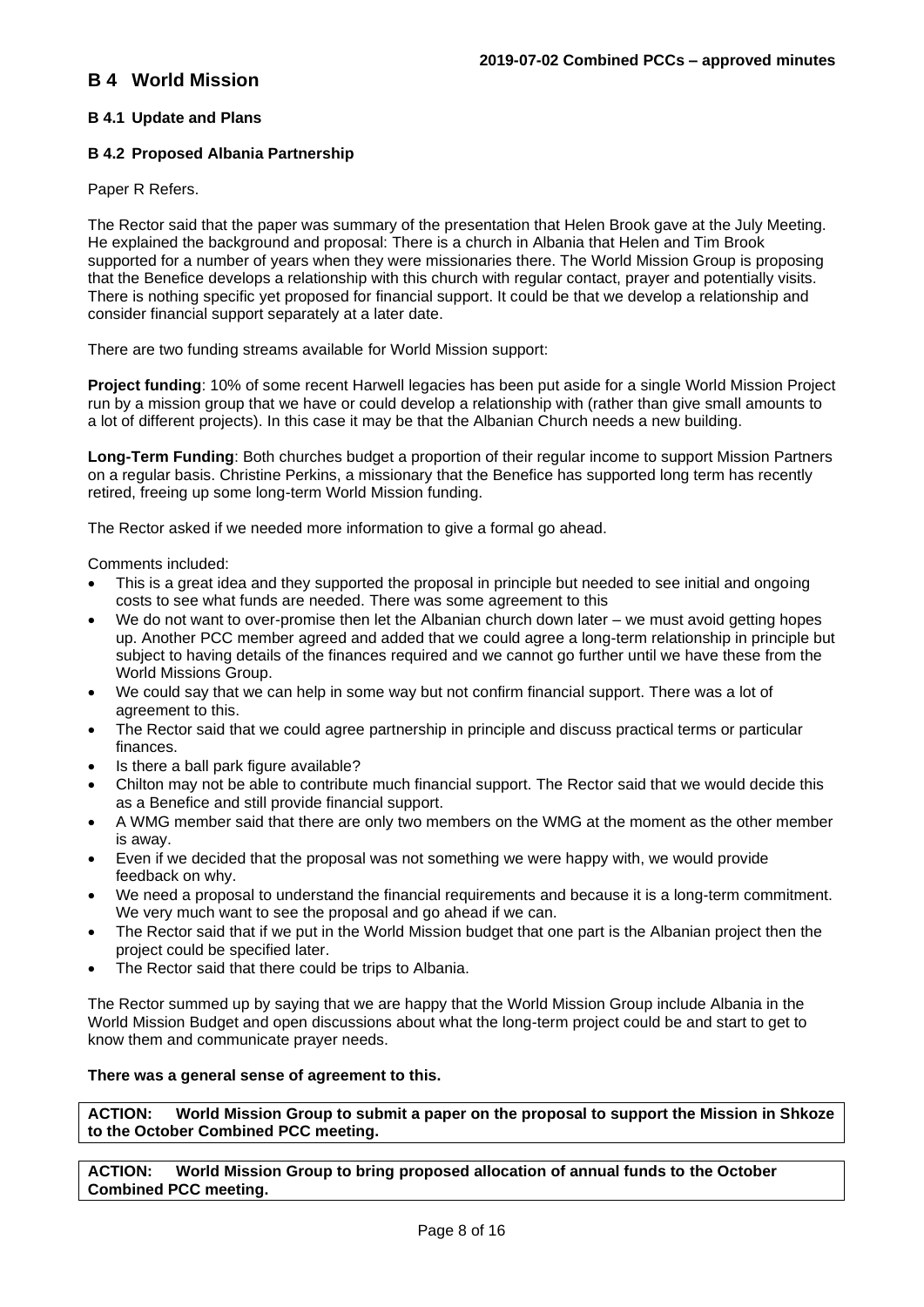## B 4 World Mission

### B 4.1 Update and Plans

### B 4.2 Proposed Albania Partnership

Paper R Refers.

The Rector said that the paper was summary of the presentation that Helen Brook gave at the July Meeting. He explained the background and proposal: There is a church in Albania that Helen and Tim Brook supported for a number of years when they were missionaries there. The World Mission Group is proposing that the Benefice develops a relationship with this church with regular contact, prayer and potentially visits. There is nothing specific yet proposed for financial support. It could be that we develop a relationship and consider financial support separately at a later date.

There are two funding streams available for World Mission support:

**Project funding**: 10% of some recent Harwell legacies has been put aside for a single World Mission Project run by a mission group that we have or could develop a relationship with (rather than give small amounts to a lot of different projects). In this case it may be that the Albanian Church needs a new building.

**Long-Term Funding**: Both churches budget a proportion of their regular income to support Mission Partners on a regular basis. Christine Perkins, a missionary that the Benefice has supported long term has recently retired, freeing up some long-term World Mission funding.

The Rector asked if we needed more information to give a formal go ahead.

Comments included:

- This is a great idea and they supported the proposal in principle but needed to see initial and ongoing costs to see what funds are needed. There was some agreement to this
- We do not want to over-promise then let the Albanian church down later – we must avoid getting hopes up. Another PCC member agreed and added that we could agree a long-term relationship in principle but subject to having details of the finances required and we cannot go further until we have these from the World Missions Group.
- We could say that we can help in some way but not confirm financial support. There was a lot of agreement to this.
- The Rector said that we could agree partnership in principle and discuss practical terms or particular finances.
- Is there a ball park figure available?
- Chilton may not be able to contribute much financial support. The Rector said that we would decide this as a Benefice and still provide financial support.
- A WMG member said that there are only two members on the WMG at the moment as the other member is away.
- Even if we decided that the proposal was not something we were happy with, we would provide feedback on why.
- We need a proposal to understand the financial requirements and because it is a long-term commitment. We very much want to see the proposal and go ahead if we can.
- The Rector said that if we put in the World Mission budget that one part is the Albanian project then the project could be specified later.
- The Rector said that there could be trips to Albania.

The Rector summed up by saying that we are happy that the World Mission Group include Albania in the World Mission Budget and open discussions about what the long-term project could be and start to get to know them and communicate prayer needs.

**There was a general sense of agreement to this.**

**ACTION: World Mission Group to submit a paper on the proposal to support the Mission in Shkoze to the October Combined PCC meeting.**

**ACTION: World Mission Group to bring proposed allocation of annual funds to the October Combined PCC meeting.**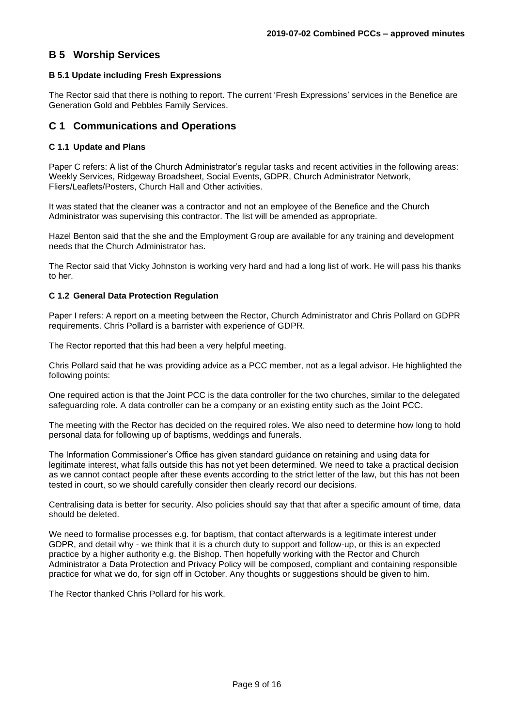## B 5 Worship Services

### B 5.1 Update including Fresh Expressions

The Rector said that there is nothing to report. The current 'Fresh Expressions' services in the Benefice are Generation Gold and Pebbles Family Services.

## C 1 Communications and Operations

### C 1.1 Update and Plans

Paper C refers: A list of the Church Administrator's regular tasks and recent activities in the following areas: Weekly Services, Ridgeway Broadsheet, Social Events, GDPR, Church Administrator Network, Fliers/Leaflets/Posters, Church Hall and Other activities.

It was stated that the cleaner was a contractor and not an employee of the Benefice and the Church Administrator was supervising this contractor. The list will be amended as appropriate.

Hazel Benton said that the she and the Employment Group are available for any training and development needs that the Church Administrator has.

The Rector said that Vicky Johnston is working very hard and had a long list of work. He will pass his thanks to her.

### C 1.2 General Data Protection Regulation

Paper I refers: A report on a meeting between the Rector, Church Administrator and Chris Pollard on GDPR requirements. Chris Pollard is a barrister with experience of GDPR.

The Rector reported that this had been a very helpful meeting.

Chris Pollard said that he was providing advice as a PCC member, not as a legal advisor. He highlighted the following points:

One required action is that the Joint PCC is the data controller for the two churches, similar to the delegated safeguarding role. A data controller can be a company or an existing entity such as the Joint PCC.

The meeting with the Rector has decided on the required roles. We also need to determine how long to hold personal data for following up of baptisms, weddings and funerals.

The Information Commissioner's Office has given standard guidance on retaining and using data for legitimate interest, what falls outside this has not yet been determined. We need to take a practical decision as we cannot contact people after these events according to the strict letter of the law, but this has not been tested in court, so we should carefully consider then clearly record our decisions.

Centralising data is better for security. Also policies should say that that after a specific amount of time, data should be deleted.

We need to formalise processes e.g. for baptism, that contact afterwards is a legitimate interest under GDPR, and detail why - we think that it is a church duty to support and follow-up, or this is an expected practice by a higher authority e.g. the Bishop. Then hopefully working with the Rector and Church Administrator a Data Protection and Privacy Policy will be composed, compliant and containing responsible practice for what we do, for sign off in October. Any thoughts or suggestions should be given to him.

The Rector thanked Chris Pollard for his work.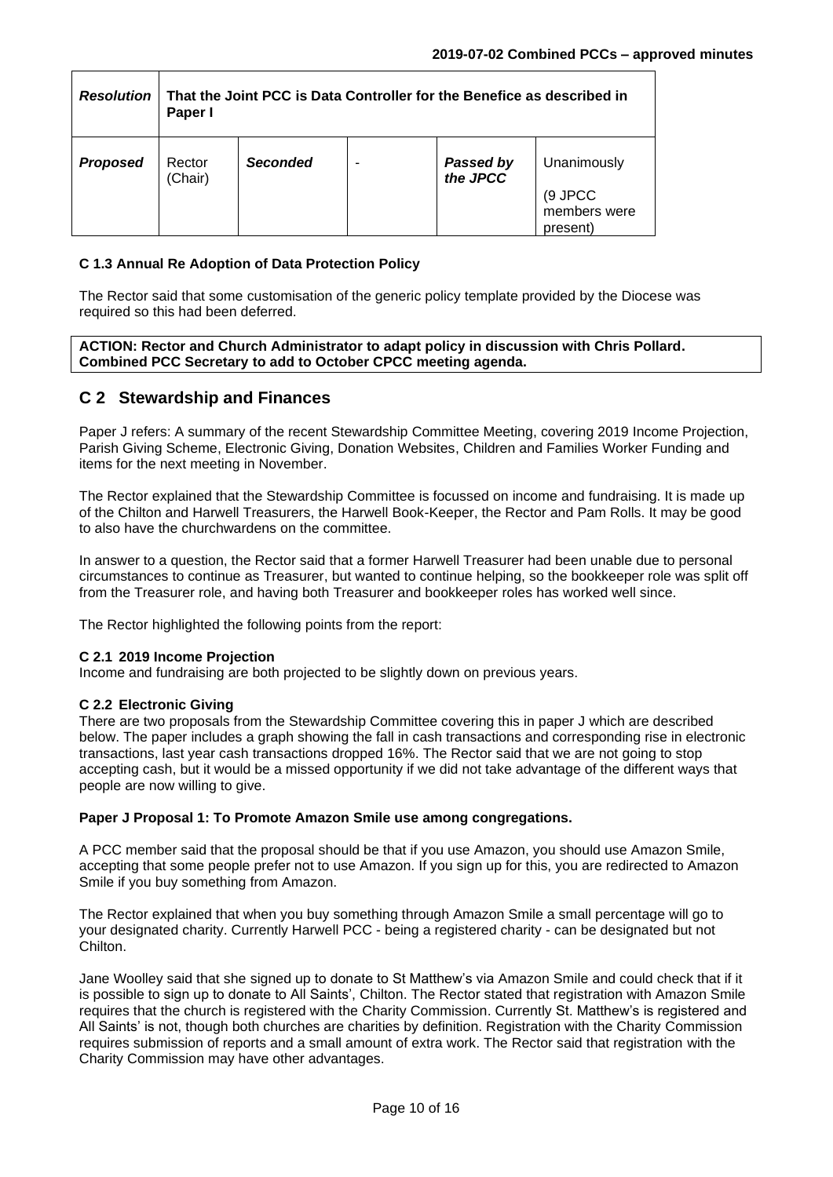| *Resolution* | **That the Joint PCC is Data Controller for the Benefice as described in Paper I** | | | | |
|---|---|---|---|---|---|
| ***Proposed*** | Rector (Chair) | ***Seconded*** | - | ***Passed by the JPCC*** | Unanimously (9 JPCC members were present) |

**C 1.3 Annual Re Adoption of Data Protection Policy**

The Rector said that some customisation of the generic policy template provided by the Diocese was required so this had been deferred.

**ACTION: Rector and Church Administrator to adapt policy in discussion with Chris Pollard. Combined PCC Secretary to add to October CPCC meeting agenda.**

## C 2 Stewardship and Finances

Paper J refers: A summary of the recent Stewardship Committee Meeting, covering 2019 Income Projection, Parish Giving Scheme, Electronic Giving, Donation Websites, Children and Families Worker Funding and items for the next meeting in November.

The Rector explained that the Stewardship Committee is focussed on income and fundraising. It is made up of the Chilton and Harwell Treasurers, the Harwell Book-Keeper, the Rector and Pam Rolls. It may be good to also have the churchwardens on the committee.

In answer to a question, the Rector said that a former Harwell Treasurer had been unable due to personal circumstances to continue as Treasurer, but wanted to continue helping, so the bookkeeper role was split off from the Treasurer role, and having both Treasurer and bookkeeper roles has worked well since.

The Rector highlighted the following points from the report:

**C 2.1 2019 Income Projection**

Income and fundraising are both projected to be slightly down on previous years.

**C 2.2 Electronic Giving**

There are two proposals from the Stewardship Committee covering this in paper J which are described below. The paper includes a graph showing the fall in cash transactions and corresponding rise in electronic transactions, last year cash transactions dropped 16%. The Rector said that we are not going to stop accepting cash, but it would be a missed opportunity if we did not take advantage of the different ways that people are now willing to give.

**Paper J Proposal 1: To Promote Amazon Smile use among congregations.**

A PCC member said that the proposal should be that if you use Amazon, you should use Amazon Smile, accepting that some people prefer not to use Amazon. If you sign up for this, you are redirected to Amazon Smile if you buy something from Amazon.

The Rector explained that when you buy something through Amazon Smile a small percentage will go to your designated charity. Currently Harwell PCC - being a registered charity - can be designated but not Chilton.

Jane Woolley said that she signed up to donate to St Matthew's via Amazon Smile and could check that if it is possible to sign up to donate to All Saints', Chilton. The Rector stated that registration with Amazon Smile requires that the church is registered with the Charity Commission. Currently St. Matthew's is registered and All Saints' is not, though both churches are charities by definition. Registration with the Charity Commission requires submission of reports and a small amount of extra work. The Rector said that registration with the Charity Commission may have other advantages.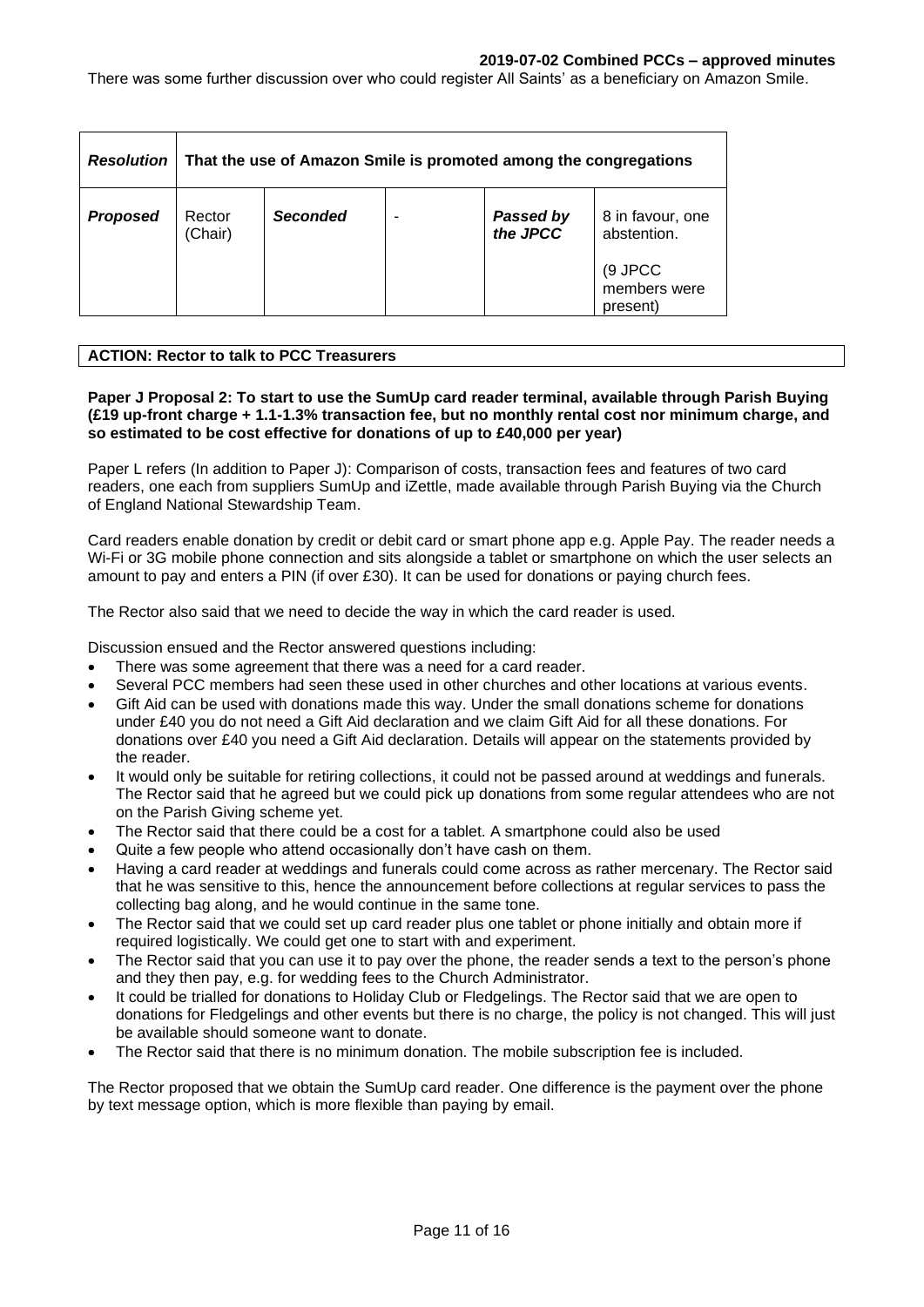There was some further discussion over who could register All Saints' as a beneficiary on Amazon Smile.

| ***Resolution*** | **That the use of Amazon Smile is promoted among the congregations** | | | | |
|---|---|---|---|---|---|
| ***Proposed*** | Rector (Chair) | ***Seconded*** | - | ***Passed by the JPCC*** | 8 in favour, one abstention.<br><br>(9 JPCC members were present) |

**ACTION: Rector to talk to PCC Treasurers**

**Paper J Proposal 2: To start to use the SumUp card reader terminal, available through Parish Buying (£19 up-front charge + 1.1-1.3% transaction fee, but no monthly rental cost nor minimum charge, and so estimated to be cost effective for donations of up to £40,000 per year)**

Paper L refers (In addition to Paper J): Comparison of costs, transaction fees and features of two card readers, one each from suppliers SumUp and iZettle, made available through Parish Buying via the Church of England National Stewardship Team.

Card readers enable donation by credit or debit card or smart phone app e.g. Apple Pay. The reader needs a Wi-Fi or 3G mobile phone connection and sits alongside a tablet or smartphone on which the user selects an amount to pay and enters a PIN (if over £30). It can be used for donations or paying church fees.

The Rector also said that we need to decide the way in which the card reader is used.

Discussion ensued and the Rector answered questions including:

- There was some agreement that there was a need for a card reader.
- Several PCC members had seen these used in other churches and other locations at various events.
- Gift Aid can be used with donations made this way. Under the small donations scheme for donations under £40 you do not need a Gift Aid declaration and we claim Gift Aid for all these donations. For donations over £40 you need a Gift Aid declaration. Details will appear on the statements provided by the reader.
- It would only be suitable for retiring collections, it could not be passed around at weddings and funerals. The Rector said that he agreed but we could pick up donations from some regular attendees who are not on the Parish Giving scheme yet.
- The Rector said that there could be a cost for a tablet. A smartphone could also be used
- Quite a few people who attend occasionally don't have cash on them.
- Having a card reader at weddings and funerals could come across as rather mercenary. The Rector said that he was sensitive to this, hence the announcement before collections at regular services to pass the collecting bag along, and he would continue in the same tone.
- The Rector said that we could set up card reader plus one tablet or phone initially and obtain more if required logistically. We could get one to start with and experiment.
- The Rector said that you can use it to pay over the phone, the reader sends a text to the person's phone and they then pay, e.g. for wedding fees to the Church Administrator.
- It could be trialled for donations to Holiday Club or Fledgelings. The Rector said that we are open to donations for Fledgelings and other events but there is no charge, the policy is not changed. This will just be available should someone want to donate.
- The Rector said that there is no minimum donation. The mobile subscription fee is included.

The Rector proposed that we obtain the SumUp card reader. One difference is the payment over the phone by text message option, which is more flexible than paying by email.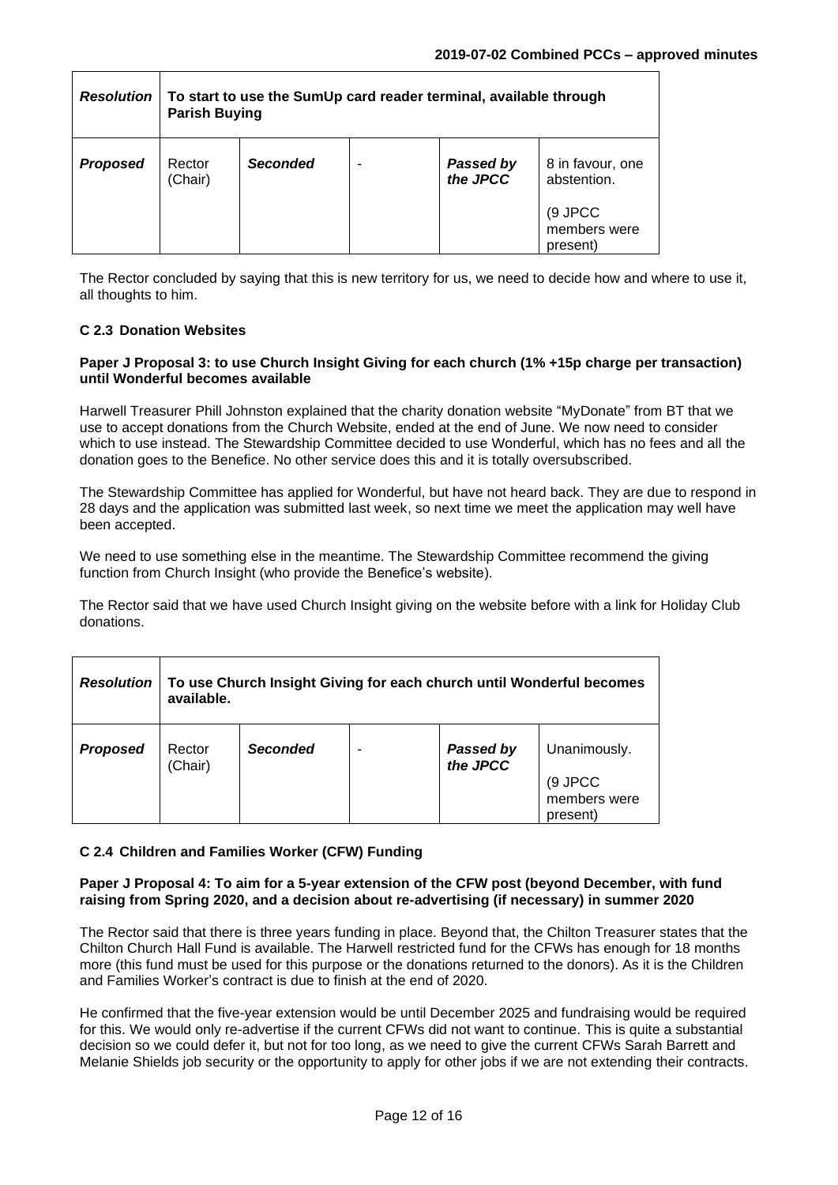| *Resolution* | **To start to use the SumUp card reader terminal, available through Parish Buying** | | | | |
|---|---|---|---|---|---|
| ***Proposed*** | Rector (Chair) | ***Seconded*** | - | ***Passed by the JPCC*** | 8 in favour, one abstention.<br><br>(9 JPCC members were present) |

The Rector concluded by saying that this is new territory for us, we need to decide how and where to use it, all thoughts to him.

### C 2.3 Donation Websites

**Paper J Proposal 3: to use Church Insight Giving for each church (1% +15p charge per transaction) until Wonderful becomes available**

Harwell Treasurer Phill Johnston explained that the charity donation website "MyDonate" from BT that we use to accept donations from the Church Website, ended at the end of June. We now need to consider which to use instead. The Stewardship Committee decided to use Wonderful, which has no fees and all the donation goes to the Benefice. No other service does this and it is totally oversubscribed.

The Stewardship Committee has applied for Wonderful, but have not heard back. They are due to respond in 28 days and the application was submitted last week, so next time we meet the application may well have been accepted.

We need to use something else in the meantime. The Stewardship Committee recommend the giving function from Church Insight (who provide the Benefice's website).

The Rector said that we have used Church Insight giving on the website before with a link for Holiday Club donations.

| *Resolution* | **To use Church Insight Giving for each church until Wonderful becomes available.** | | | | |
|---|---|---|---|---|---|
| ***Proposed*** | Rector (Chair) | ***Seconded*** | - | ***Passed by the JPCC*** | Unanimously.<br><br>(9 JPCC members were present) |

### C 2.4 Children and Families Worker (CFW) Funding

**Paper J Proposal 4: To aim for a 5-year extension of the CFW post (beyond December, with fund raising from Spring 2020, and a decision about re-advertising (if necessary) in summer 2020**

The Rector said that there is three years funding in place. Beyond that, the Chilton Treasurer states that the Chilton Church Hall Fund is available. The Harwell restricted fund for the CFWs has enough for 18 months more (this fund must be used for this purpose or the donations returned to the donors). As it is the Children and Families Worker's contract is due to finish at the end of 2020.

He confirmed that the five-year extension would be until December 2025 and fundraising would be required for this. We would only re-advertise if the current CFWs did not want to continue. This is quite a substantial decision so we could defer it, but not for too long, as we need to give the current CFWs Sarah Barrett and Melanie Shields job security or the opportunity to apply for other jobs if we are not extending their contracts.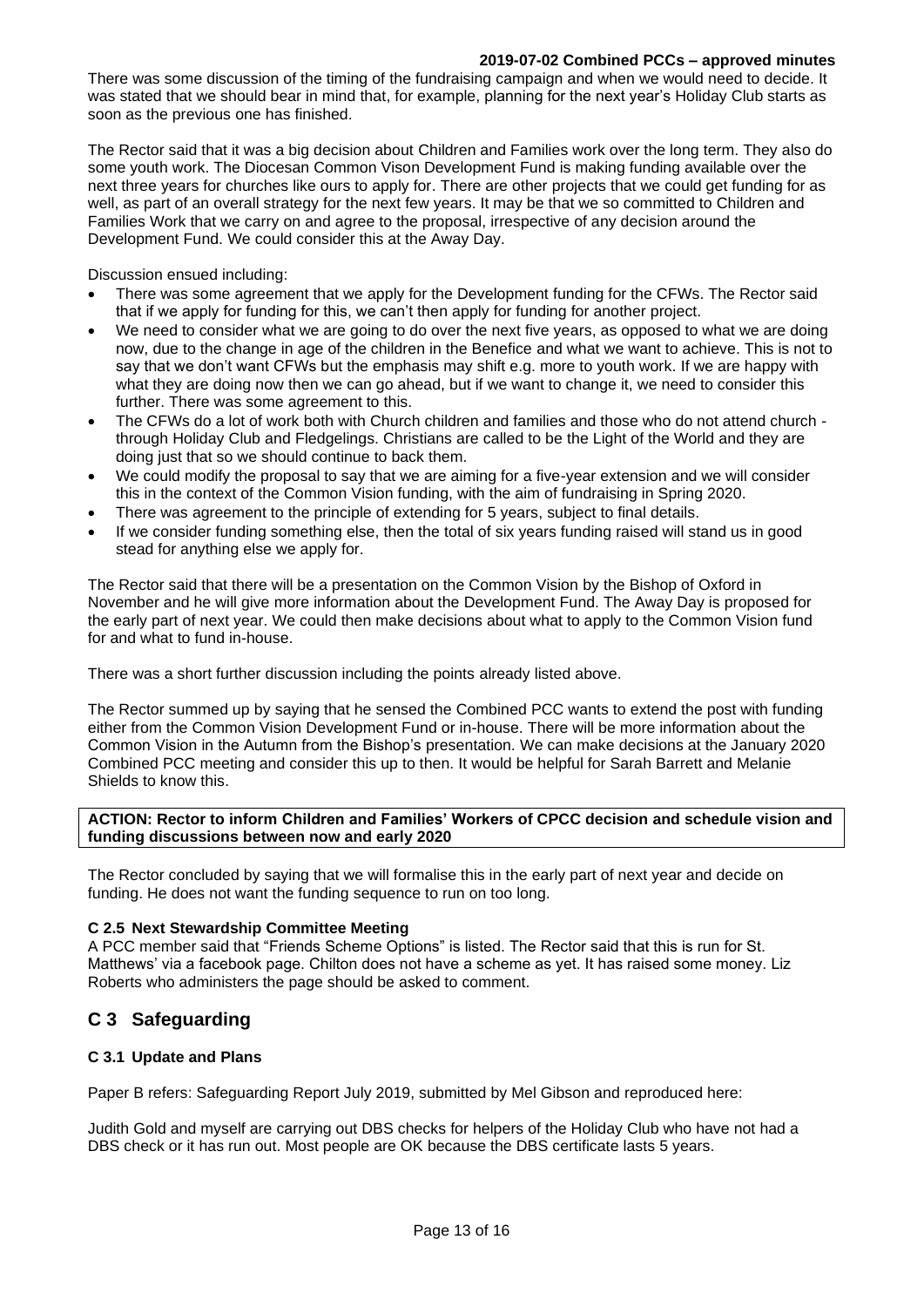There was some discussion of the timing of the fundraising campaign and when we would need to decide. It was stated that we should bear in mind that, for example, planning for the next year's Holiday Club starts as soon as the previous one has finished.

The Rector said that it was a big decision about Children and Families work over the long term. They also do some youth work. The Diocesan Common Vison Development Fund is making funding available over the next three years for churches like ours to apply for. There are other projects that we could get funding for as well, as part of an overall strategy for the next few years. It may be that we so committed to Children and Families Work that we carry on and agree to the proposal, irrespective of any decision around the Development Fund. We could consider this at the Away Day.

Discussion ensued including:

- There was some agreement that we apply for the Development funding for the CFWs. The Rector said that if we apply for funding for this, we can't then apply for funding for another project.
- We need to consider what we are going to do over the next five years, as opposed to what we are doing now, due to the change in age of the children in the Benefice and what we want to achieve. This is not to say that we don't want CFWs but the emphasis may shift e.g. more to youth work. If we are happy with what they are doing now then we can go ahead, but if we want to change it, we need to consider this further. There was some agreement to this.
- The CFWs do a lot of work both with Church children and families and those who do not attend church - through Holiday Club and Fledgelings. Christians are called to be the Light of the World and they are doing just that so we should continue to back them.
- We could modify the proposal to say that we are aiming for a five-year extension and we will consider this in the context of the Common Vision funding, with the aim of fundraising in Spring 2020.
- There was agreement to the principle of extending for 5 years, subject to final details.
- If we consider funding something else, then the total of six years funding raised will stand us in good stead for anything else we apply for.

The Rector said that there will be a presentation on the Common Vision by the Bishop of Oxford in November and he will give more information about the Development Fund. The Away Day is proposed for the early part of next year. We could then make decisions about what to apply to the Common Vision fund for and what to fund in-house.

There was a short further discussion including the points already listed above.

The Rector summed up by saying that he sensed the Combined PCC wants to extend the post with funding either from the Common Vision Development Fund or in-house. There will be more information about the Common Vision in the Autumn from the Bishop's presentation. We can make decisions at the January 2020 Combined PCC meeting and consider this up to then. It would be helpful for Sarah Barrett and Melanie Shields to know this.

**ACTION: Rector to inform Children and Families' Workers of CPCC decision and schedule vision and funding discussions between now and early 2020**

The Rector concluded by saying that we will formalise this in the early part of next year and decide on funding. He does not want the funding sequence to run on too long.

#### C 2.5 Next Stewardship Committee Meeting

A PCC member said that "Friends Scheme Options" is listed. The Rector said that this is run for St. Matthews' via a facebook page. Chilton does not have a scheme as yet. It has raised some money. Liz Roberts who administers the page should be asked to comment.

## C 3 Safeguarding

#### C 3.1 Update and Plans

Paper B refers: Safeguarding Report July 2019, submitted by Mel Gibson and reproduced here:

Judith Gold and myself are carrying out DBS checks for helpers of the Holiday Club who have not had a DBS check or it has run out. Most people are OK because the DBS certificate lasts 5 years.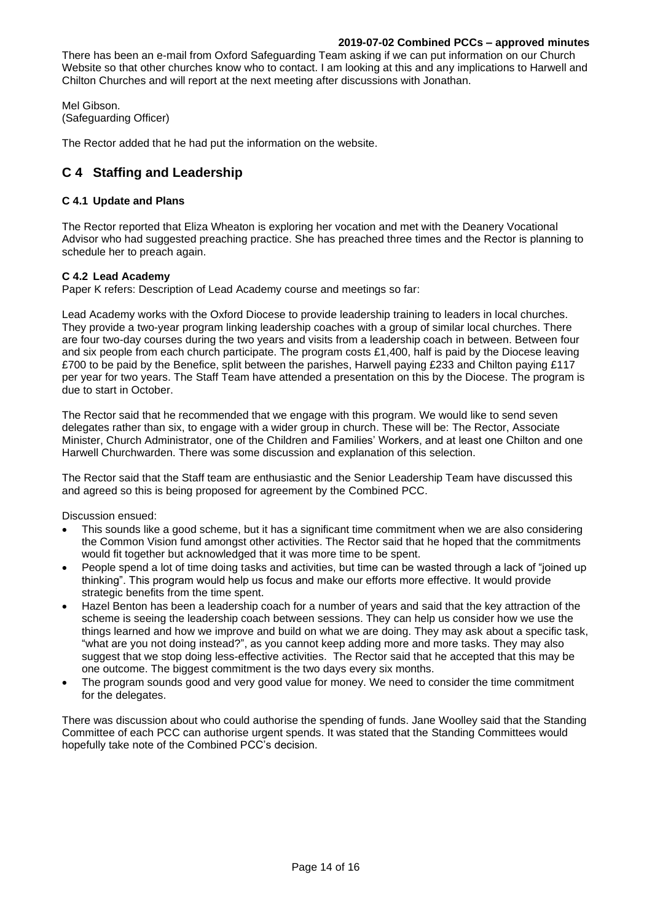There has been an e-mail from Oxford Safeguarding Team asking if we can put information on our Church Website so that other churches know who to contact. I am looking at this and any implications to Harwell and Chilton Churches and will report at the next meeting after discussions with Jonathan.

Mel Gibson.
(Safeguarding Officer)

The Rector added that he had put the information on the website.

## C 4 Staffing and Leadership

### C 4.1 Update and Plans

The Rector reported that Eliza Wheaton is exploring her vocation and met with the Deanery Vocational Advisor who had suggested preaching practice. She has preached three times and the Rector is planning to schedule her to preach again.

### C 4.2 Lead Academy

Paper K refers: Description of Lead Academy course and meetings so far:

Lead Academy works with the Oxford Diocese to provide leadership training to leaders in local churches. They provide a two-year program linking leadership coaches with a group of similar local churches. There are four two-day courses during the two years and visits from a leadership coach in between. Between four and six people from each church participate. The program costs £1,400, half is paid by the Diocese leaving £700 to be paid by the Benefice, split between the parishes, Harwell paying £233 and Chilton paying £117 per year for two years. The Staff Team have attended a presentation on this by the Diocese. The program is due to start in October.

The Rector said that he recommended that we engage with this program. We would like to send seven delegates rather than six, to engage with a wider group in church. These will be: The Rector, Associate Minister, Church Administrator, one of the Children and Families' Workers, and at least one Chilton and one Harwell Churchwarden. There was some discussion and explanation of this selection.

The Rector said that the Staff team are enthusiastic and the Senior Leadership Team have discussed this and agreed so this is being proposed for agreement by the Combined PCC.

Discussion ensued:

- This sounds like a good scheme, but it has a significant time commitment when we are also considering the Common Vision fund amongst other activities. The Rector said that he hoped that the commitments would fit together but acknowledged that it was more time to be spent.
- People spend a lot of time doing tasks and activities, but time can be wasted through a lack of "joined up thinking". This program would help us focus and make our efforts more effective. It would provide strategic benefits from the time spent.
- Hazel Benton has been a leadership coach for a number of years and said that the key attraction of the scheme is seeing the leadership coach between sessions. They can help us consider how we use the things learned and how we improve and build on what we are doing. They may ask about a specific task, "what are you not doing instead?", as you cannot keep adding more and more tasks. They may also suggest that we stop doing less-effective activities. The Rector said that he accepted that this may be one outcome. The biggest commitment is the two days every six months.
- The program sounds good and very good value for money. We need to consider the time commitment for the delegates.

There was discussion about who could authorise the spending of funds. Jane Woolley said that the Standing Committee of each PCC can authorise urgent spends. It was stated that the Standing Committees would hopefully take note of the Combined PCC's decision.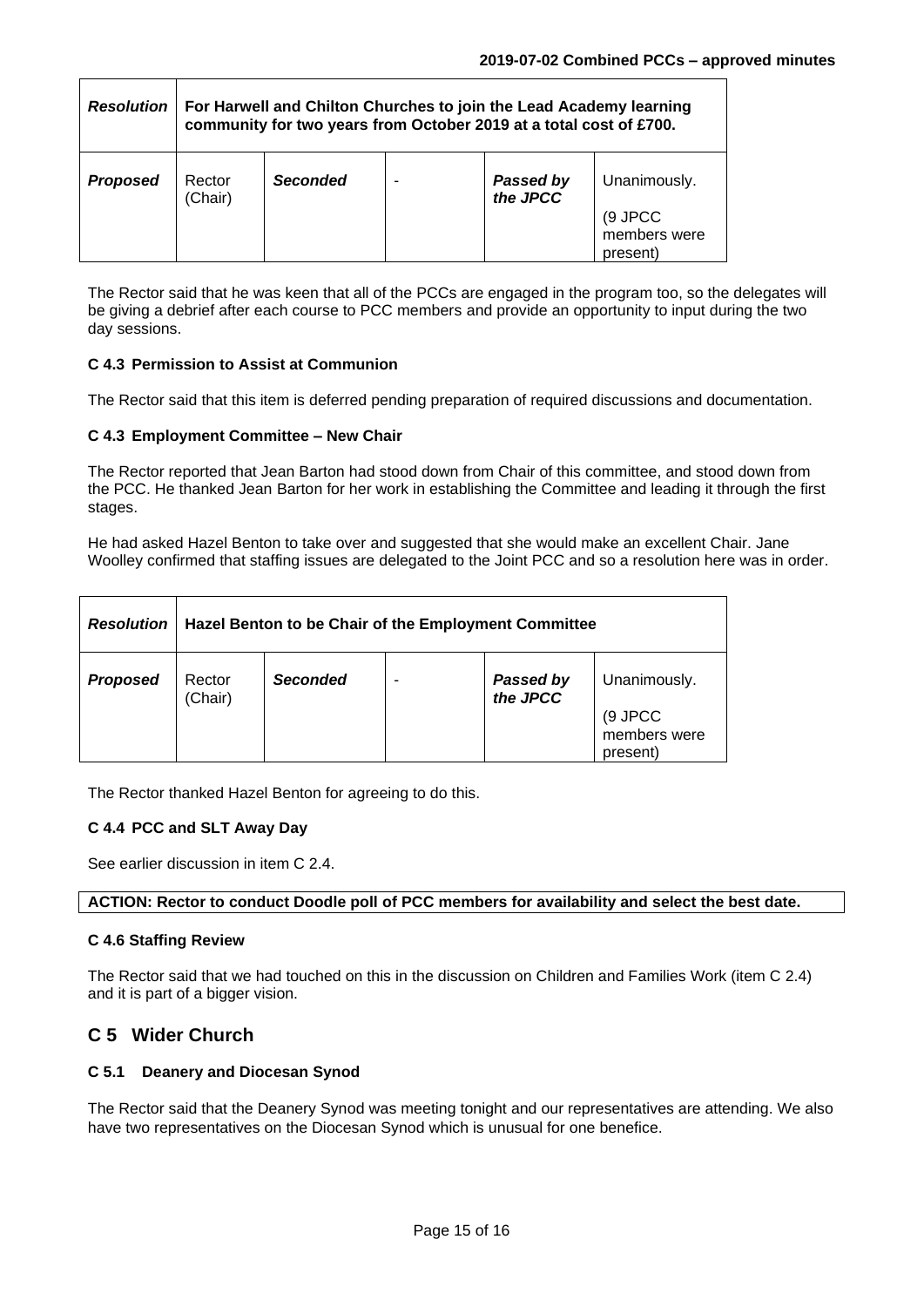| *Resolution* | **For Harwell and Chilton Churches to join the Lead Academy learning community for two years from October 2019 at a total cost of £700.** | | | | |
|---|---|---|---|---|---|
| ***Proposed*** | Rector (Chair) | ***Seconded*** | - | ***Passed by the JPCC*** | Unanimously. (9 JPCC members were present) |

The Rector said that he was keen that all of the PCCs are engaged in the program too, so the delegates will be giving a debrief after each course to PCC members and provide an opportunity to input during the two day sessions.

#### C 4.3 Permission to Assist at Communion

The Rector said that this item is deferred pending preparation of required discussions and documentation.

#### C 4.3 Employment Committee – New Chair

The Rector reported that Jean Barton had stood down from Chair of this committee, and stood down from the PCC. He thanked Jean Barton for her work in establishing the Committee and leading it through the first stages.

He had asked Hazel Benton to take over and suggested that she would make an excellent Chair. Jane Woolley confirmed that staffing issues are delegated to the Joint PCC and so a resolution here was in order.

| *Resolution* | **Hazel Benton to be Chair of the Employment Committee** | | | | |
|---|---|---|---|---|---|
| ***Proposed*** | Rector (Chair) | ***Seconded*** | - | ***Passed by the JPCC*** | Unanimously. (9 JPCC members were present) |

The Rector thanked Hazel Benton for agreeing to do this.

#### C 4.4 PCC and SLT Away Day

See earlier discussion in item C 2.4.

**ACTION: Rector to conduct Doodle poll of PCC members for availability and select the best date.**

#### C 4.6 Staffing Review

The Rector said that we had touched on this in the discussion on Children and Families Work (item C 2.4) and it is part of a bigger vision.

## C 5 Wider Church

#### C 5.1 Deanery and Diocesan Synod

The Rector said that the Deanery Synod was meeting tonight and our representatives are attending. We also have two representatives on the Diocesan Synod which is unusual for one benefice.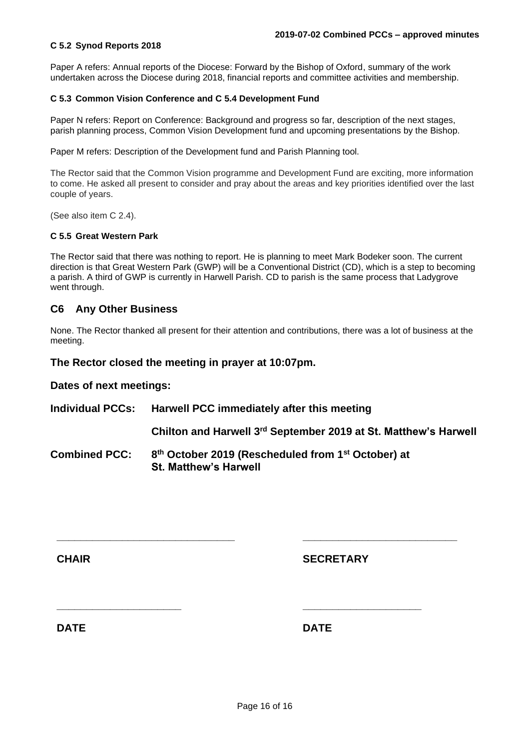#### C 5.2 Synod Reports 2018

Paper A refers: Annual reports of the Diocese: Forward by the Bishop of Oxford, summary of the work undertaken across the Diocese during 2018, financial reports and committee activities and membership.

#### C 5.3 Common Vision Conference and C 5.4 Development Fund

Paper N refers: Report on Conference: Background and progress so far, description of the next stages, parish planning process, Common Vision Development fund and upcoming presentations by the Bishop.

Paper M refers: Description of the Development fund and Parish Planning tool.

The Rector said that the Common Vision programme and Development Fund are exciting, more information to come. He asked all present to consider and pray about the areas and key priorities identified over the last couple of years.

(See also item C 2.4).

#### C 5.5 Great Western Park

The Rector said that there was nothing to report. He is planning to meet Mark Bodeker soon. The current direction is that Great Western Park (GWP) will be a Conventional District (CD), which is a step to becoming a parish. A third of GWP is currently in Harwell Parish. CD to parish is the same process that Ladygrove went through.

## C6 Any Other Business

None. The Rector thanked all present for their attention and contributions, there was a lot of business at the meeting.

**The Rector closed the meeting in prayer at 10:07pm.**

**Dates of next meetings:**

**Individual PCCs:** **Harwell PCC immediately after this meeting**

**Chilton and Harwell 3rd September 2019 at St. Matthew's Harwell**

**Combined PCC:** **8th October 2019 (Rescheduled from 1st October) at St. Matthew's Harwell**

\_\_\_\_\_\_\_\_\_\_\_\_\_\_\_\_\_\_\_\_\_\_\_\_\_\_\_\_\_\_\_\_ \_\_\_\_\_\_\_\_\_\_\_\_\_\_\_\_\_\_\_\_\_\_\_\_\_\_\_\_

**CHAIR** **SECRETARY**

\_\_\_\_\_\_\_\_\_\_\_\_\_\_\_\_\_\_\_\_\_\_ \_\_\_\_\_\_\_\_\_\_\_\_\_\_\_\_\_\_\_\_\_\_

**DATE** **DATE**